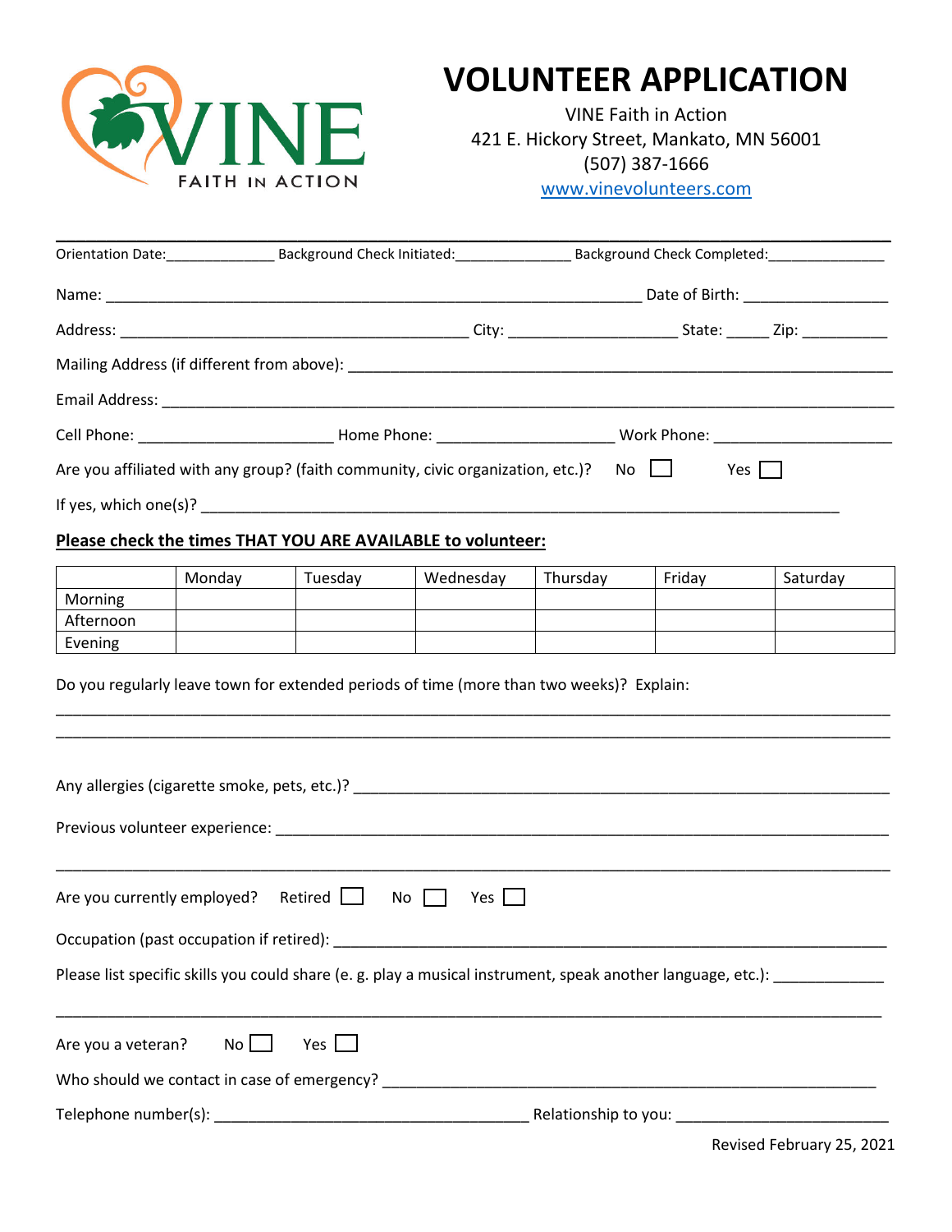VINE FAITH IN ACTION

# VOLUNTEER APPLICATION

VINE Faith in Action
421 E. Hickory Street, Mankato, MN 56001
(507) 387-1666
www.vinevolunteers.com

---

Orientation Date:_____________ Background Check Initiated:______________ Background Check Completed:______________

Name: ____________________________________________________________ Date of Birth: ________________

Address: ________________________________________ City: ___________________ State: _____ Zip: __________

Mailing Address (if different from above): ____________________________________________________________

Email Address: ____________________________________________________________________________________

Cell Phone: ______________________ Home Phone: ___________________ Work Phone: ____________________

Are you affiliated with any group? (faith community, civic organization, etc.)? No ☐ Yes ☐

If yes, which one(s)? _________________________________________________________________________

**Please check the times THAT YOU ARE AVAILABLE to volunteer:**

| | Monday | Tuesday | Wednesday | Thursday | Friday | Saturday |
|---|---|---|---|---|---|---|
| Morning | | | | | | |
| Afternoon | | | | | | |
| Evening | | | | | | |

Do you regularly leave town for extended periods of time (more than two weeks)? Explain:

_____________________________________________________________________________________________

_____________________________________________________________________________________________

Any allergies (cigarette smoke, pets, etc.)? ____________________________________________________________

Previous volunteer experience: ____________________________________________________________________

_____________________________________________________________________________________________

Are you currently employed? Retired ☐ No ☐ Yes ☐

Occupation (past occupation if retired): ______________________________________________________________

Please list specific skills you could share (e. g. play a musical instrument, speak another language, etc.): ____________

_____________________________________________________________________________________________

Are you a veteran? No ☐ Yes ☐

Who should we contact in case of emergency? _______________________________________________________

Telephone number(s): ___________________________________ Relationship to you: _______________________

Revised February 25, 2021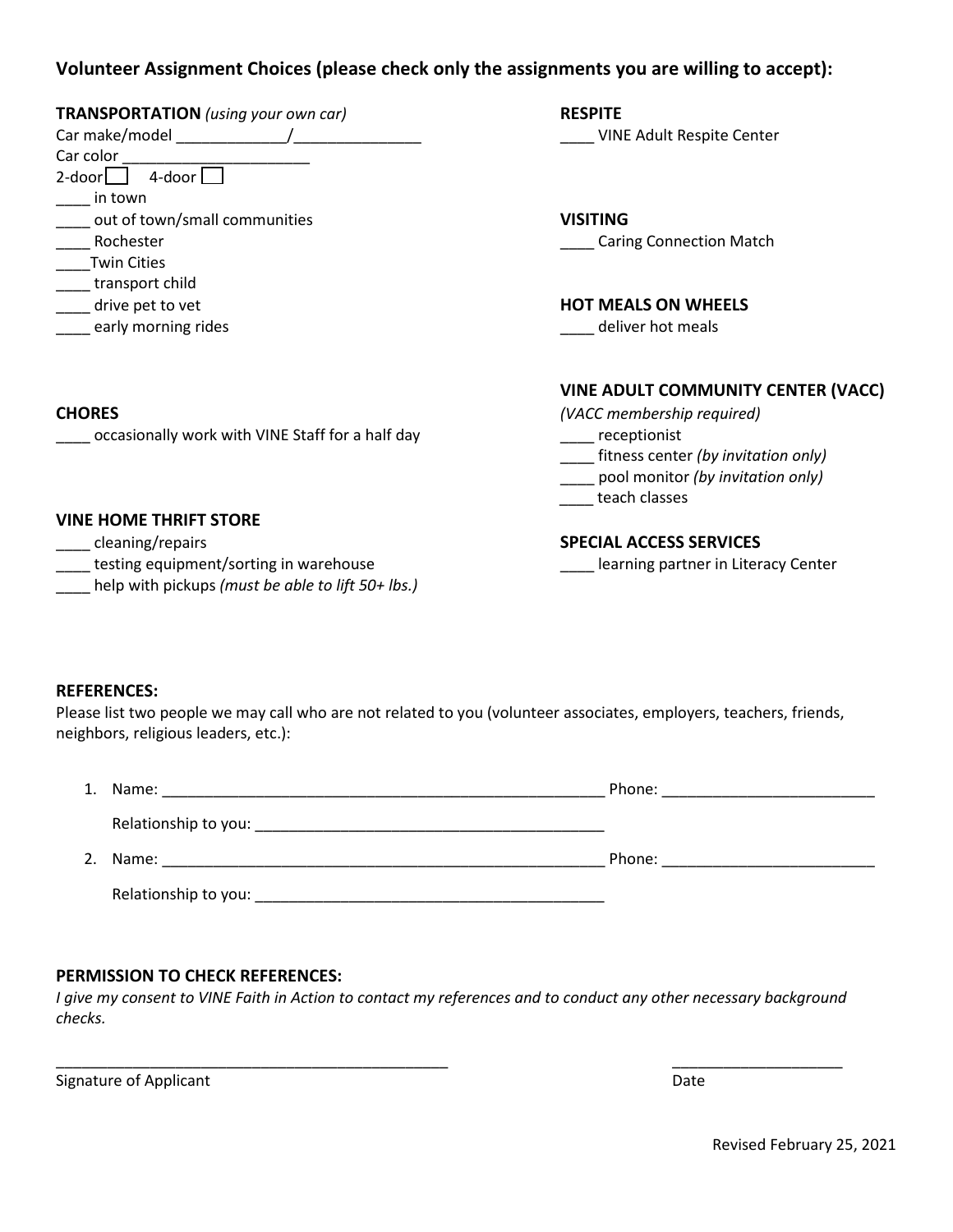**Volunteer Assignment Choices (please check only the assignments you are willing to accept):**

**TRANSPORTATION** *(using your own car)*
Car make/model ____________/______________
Car color ______________________
2-door ☐ 4-door ☐
____ in town
____ out of town/small communities
____ Rochester
____Twin Cities
____ transport child
____ drive pet to vet
____ early morning rides

**CHORES**
____ occasionally work with VINE Staff for a half day

**VINE HOME THRIFT STORE**
____ cleaning/repairs
____ testing equipment/sorting in warehouse
____ help with pickups *(must be able to lift 50+ lbs.)*

**RESPITE**
____ VINE Adult Respite Center

**VISITING**
____ Caring Connection Match

**HOT MEALS ON WHEELS**
____ deliver hot meals

**VINE ADULT COMMUNITY CENTER (VACC)**
*(VACC membership required)*
____ receptionist
____ fitness center *(by invitation only)*
____ pool monitor *(by invitation only)*
____ teach classes

**SPECIAL ACCESS SERVICES**
____ learning partner in Literacy Center

**REFERENCES:**
Please list two people we may call who are not related to you (volunteer associates, employers, teachers, friends, neighbors, religious leaders, etc.):

1. Name: ______________________________________________ Phone: _______________________

   Relationship to you: ____________________________________

2. Name: ______________________________________________ Phone: _______________________

   Relationship to you: ____________________________________

**PERMISSION TO CHECK REFERENCES:**
*I give my consent to VINE Faith in Action to contact my references and to conduct any other necessary background checks.*

_____________________________________________ ____________________
Signature of Applicant Date

Revised February 25, 2021